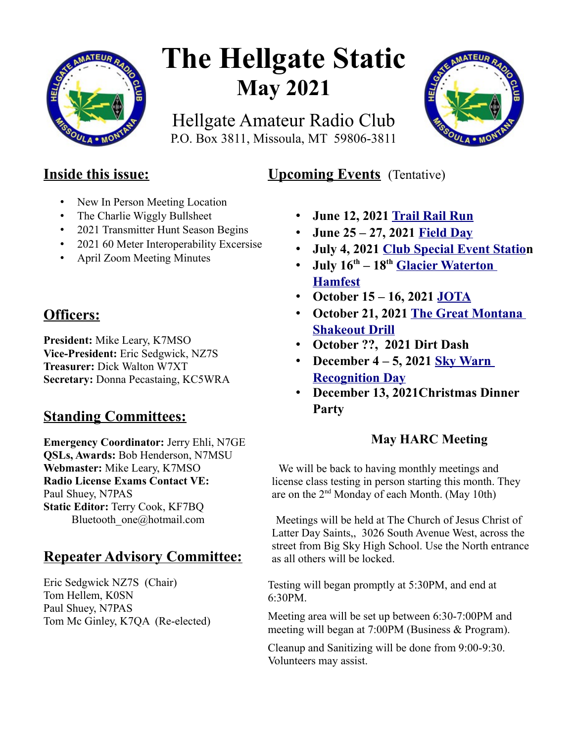# The Hellgate Static
## May 2021

Hellgate Amateur Radio Club
P.O. Box 3811, Missoula, MT 59806-3811

## Inside this issue:

- New In Person Meeting Location
- The Charlie Wiggly Bullsheet
- 2021 Transmitter Hunt Season Begins
- 2021 60 Meter Interoperability Excersise
- April Zoom Meeting Minutes

## Officers:

**President:** Mike Leary, K7MSO
**Vice-President:** Eric Sedgwick, NZ7S
**Treasurer:** Dick Walton W7XT
**Secretary:** Donna Pecastaing, KC5WRA

## Standing Committees:

**Emergency Coordinator:** Jerry Ehli, N7GE
**QSLs, Awards:** Bob Henderson, N7MSU
**Webmaster:** Mike Leary, K7MSO
**Radio License Exams Contact VE:** Paul Shuey, N7PAS
**Static Editor:** Terry Cook, KF7BQ
Bluetooth_one@hotmail.com

## Repeater Advisory Committee:

Eric Sedgwick NZ7S (Chair)
Tom Hellem, K0SN
Paul Shuey, N7PAS
Tom Mc Ginley, K7QA (Re-elected)

## Upcoming Events (Tentative)

- **June 12, 2021 Trail Rail Run**
- **June 25 – 27, 2021 Field Day**
- **July 4, 2021 Club Special Event Station**
- **July 16th – 18th Glacier Waterton Hamfest**
- **October 15 – 16, 2021 JOTA**
- **October 21, 2021 The Great Montana Shakeout Drill**
- **October ??, 2021 Dirt Dash**
- **December 4 – 5, 2021 Sky Warn Recognition Day**
- **December 13, 2021Christmas Dinner Party**

### May HARC Meeting

We will be back to having monthly meetings and license class testing in person starting this month. They are on the 2nd Monday of each Month. (May 10th)

Meetings will be held at The Church of Jesus Christ of Latter Day Saints,, 3026 South Avenue West, across the street from Big Sky High School. Use the North entrance as all others will be locked.

Testing will began promptly at 5:30PM, and end at 6:30PM.

Meeting area will be set up between 6:30-7:00PM and meeting will began at 7:00PM (Business & Program).

Cleanup and Sanitizing will be done from 9:00-9:30. Volunteers may assist.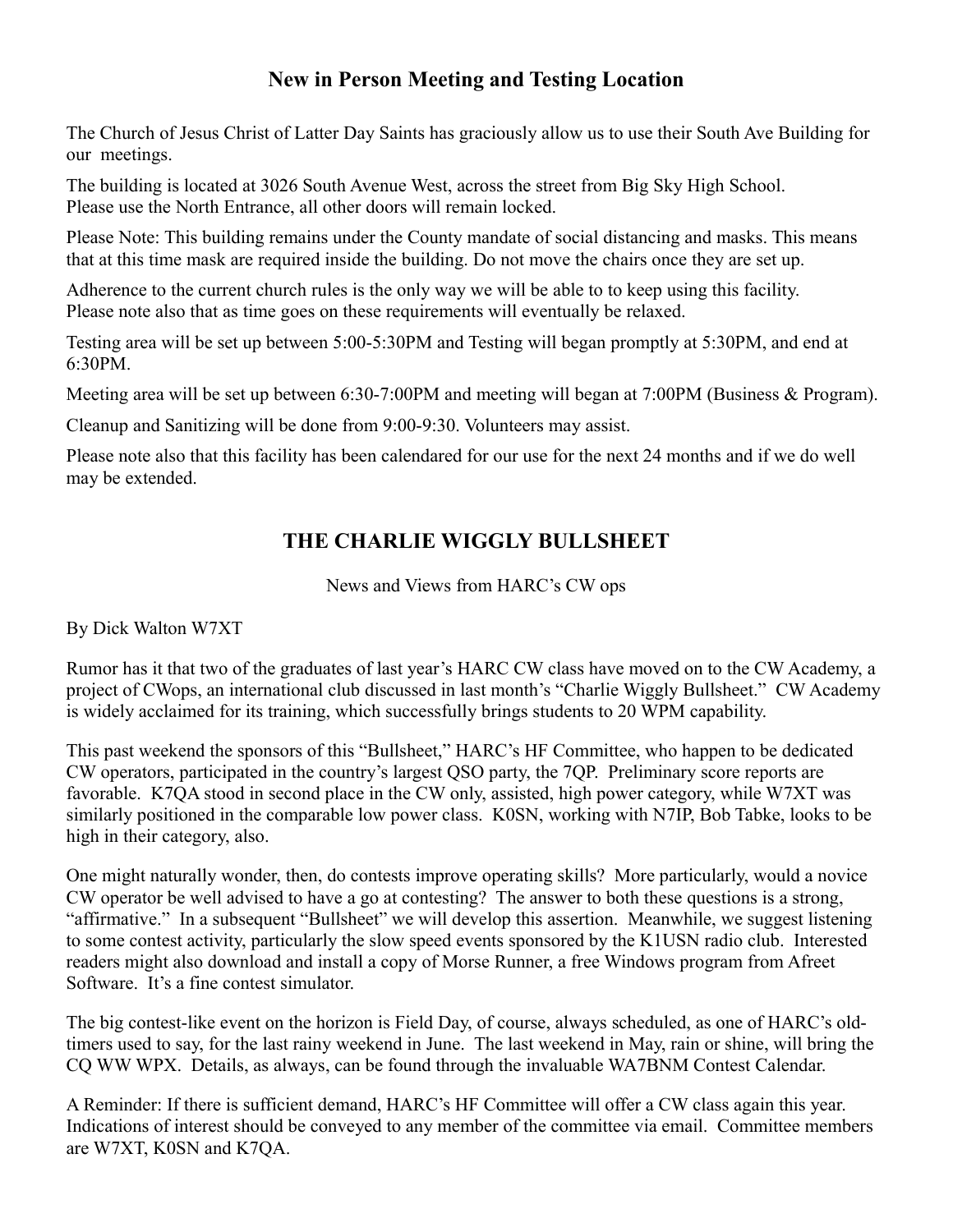## New in Person Meeting and Testing Location

The Church of Jesus Christ of Latter Day Saints has graciously allow us to use their South Ave Building for our  meetings.

The building is located at 3026 South Avenue West, across the street from Big Sky High School.
Please use the North Entrance, all other doors will remain locked.

Please Note: This building remains under the County mandate of social distancing and masks. This means that at this time mask are required inside the building. Do not move the chairs once they are set up.

Adherence to the current church rules is the only way we will be able to to keep using this facility.
Please note also that as time goes on these requirements will eventually be relaxed.

Testing area will be set up between 5:00-5:30PM and Testing will began promptly at 5:30PM, and end at 6:30PM.

Meeting area will be set up between 6:30-7:00PM and meeting will began at 7:00PM (Business & Program).

Cleanup and Sanitizing will be done from 9:00-9:30. Volunteers may assist.

Please note also that this facility has been calendared for our use for the next 24 months and if we do well may be extended.

## THE CHARLIE WIGGLY BULLSHEET

News and Views from HARC's CW ops

By Dick Walton W7XT

Rumor has it that two of the graduates of last year's HARC CW class have moved on to the CW Academy, a project of CWops, an international club discussed in last month's "Charlie Wiggly Bullsheet." CW Academy is widely acclaimed for its training, which successfully brings students to 20 WPM capability.

This past weekend the sponsors of this "Bullsheet," HARC's HF Committee, who happen to be dedicated CW operators, participated in the country's largest QSO party, the 7QP. Preliminary score reports are favorable. K7QA stood in second place in the CW only, assisted, high power category, while W7XT was similarly positioned in the comparable low power class. K0SN, working with N7IP, Bob Tabke, looks to be high in their category, also.

One might naturally wonder, then, do contests improve operating skills? More particularly, would a novice CW operator be well advised to have a go at contesting? The answer to both these questions is a strong, "affirmative." In a subsequent "Bullsheet" we will develop this assertion. Meanwhile, we suggest listening to some contest activity, particularly the slow speed events sponsored by the K1USN radio club. Interested readers might also download and install a copy of Morse Runner, a free Windows program from Afreet Software. It's a fine contest simulator.

The big contest-like event on the horizon is Field Day, of course, always scheduled, as one of HARC's old-timers used to say, for the last rainy weekend in June. The last weekend in May, rain or shine, will bring the CQ WW WPX. Details, as always, can be found through the invaluable WA7BNM Contest Calendar.

A Reminder: If there is sufficient demand, HARC's HF Committee will offer a CW class again this year. Indications of interest should be conveyed to any member of the committee via email. Committee members are W7XT, K0SN and K7QA.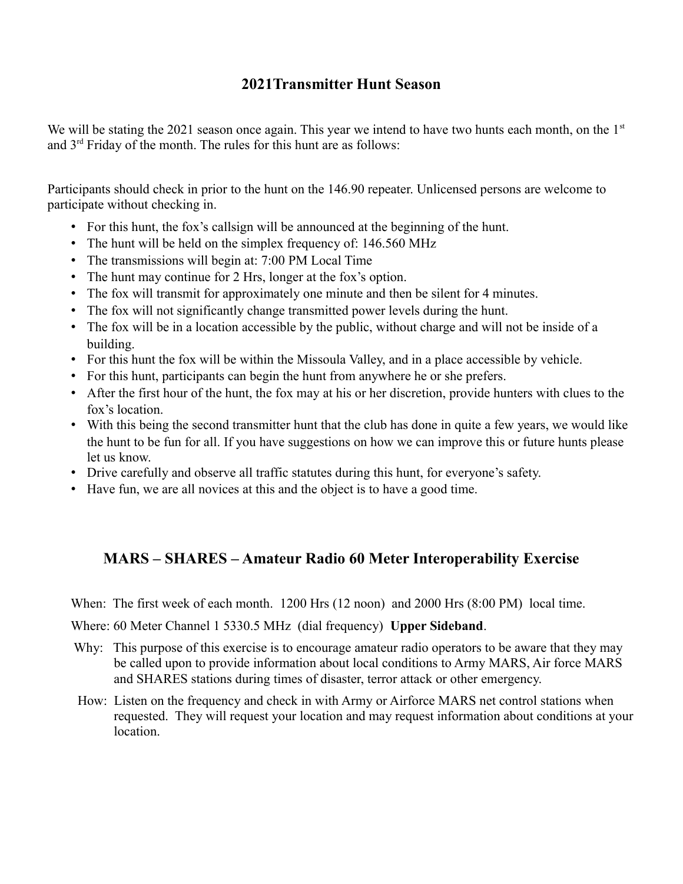## 2021Transmitter Hunt Season

We will be stating the 2021 season once again. This year we intend to have two hunts each month, on the 1st and 3rd Friday of the month. The rules for this hunt are as follows:

Participants should check in prior to the hunt on the 146.90 repeater. Unlicensed persons are welcome to participate without checking in.

- For this hunt, the fox's callsign will be announced at the beginning of the hunt.
- The hunt will be held on the simplex frequency of: 146.560 MHz
- The transmissions will begin at: 7:00 PM Local Time
- The hunt may continue for 2 Hrs, longer at the fox's option.
- The fox will transmit for approximately one minute and then be silent for 4 minutes.
- The fox will not significantly change transmitted power levels during the hunt.
- The fox will be in a location accessible by the public, without charge and will not be inside of a building.
- For this hunt the fox will be within the Missoula Valley, and in a place accessible by vehicle.
- For this hunt, participants can begin the hunt from anywhere he or she prefers.
- After the first hour of the hunt, the fox may at his or her discretion, provide hunters with clues to the fox's location.
- With this being the second transmitter hunt that the club has done in quite a few years, we would like the hunt to be fun for all. If you have suggestions on how we can improve this or future hunts please let us know.
- Drive carefully and observe all traffic statutes during this hunt, for everyone's safety.
- Have fun, we are all novices at this and the object is to have a good time.

## MARS – SHARES – Amateur Radio 60 Meter Interoperability Exercise

When: The first week of each month. 1200 Hrs (12 noon) and 2000 Hrs (8:00 PM) local time.

Where: 60 Meter Channel 1 5330.5 MHz (dial frequency) **Upper Sideband**.

Why: This purpose of this exercise is to encourage amateur radio operators to be aware that they may be called upon to provide information about local conditions to Army MARS, Air force MARS and SHARES stations during times of disaster, terror attack or other emergency.

How: Listen on the frequency and check in with Army or Airforce MARS net control stations when requested. They will request your location and may request information about conditions at your location.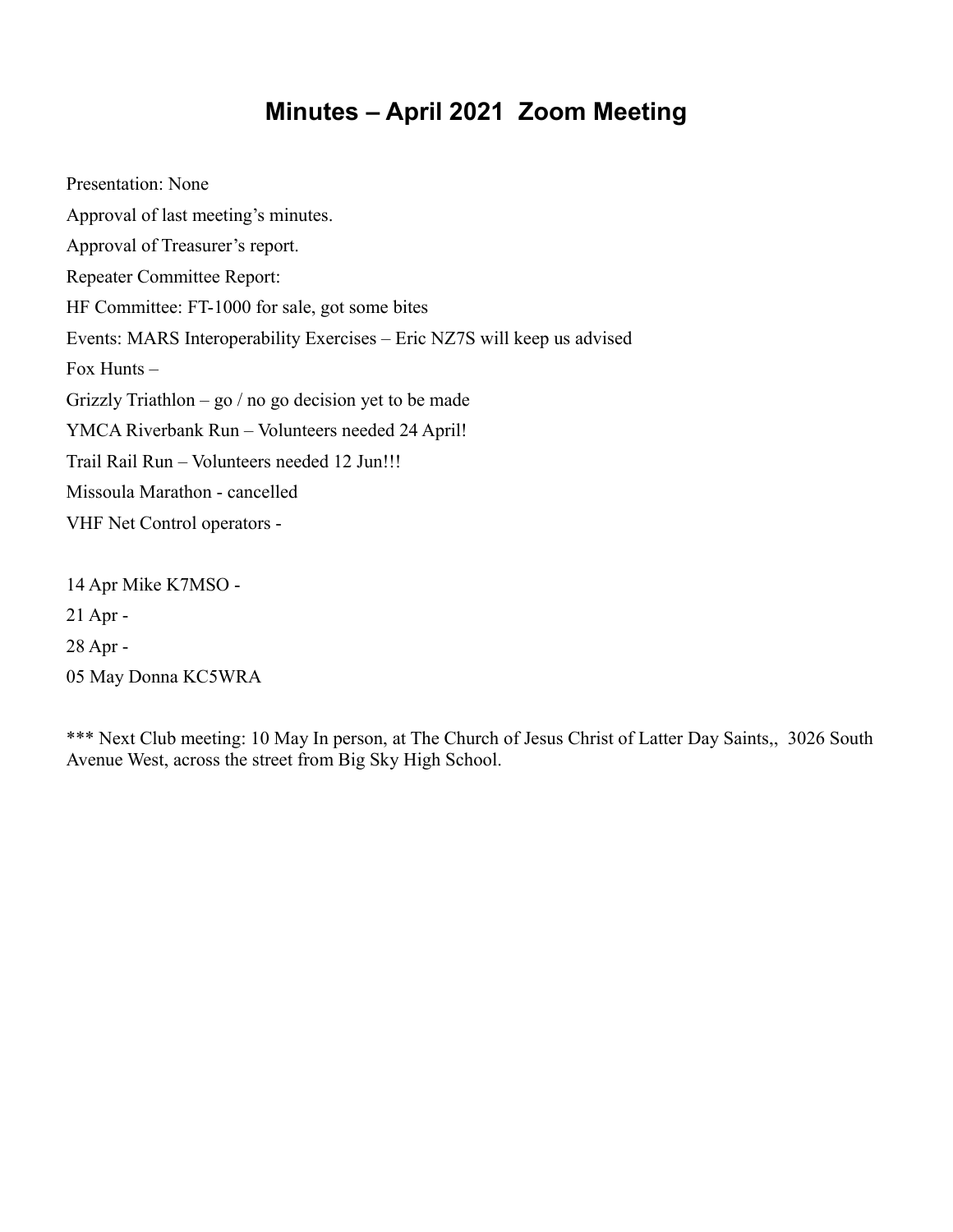# Minutes – April 2021 Zoom Meeting

Presentation: None

Approval of last meeting's minutes.

Approval of Treasurer's report.

Repeater Committee Report:

HF Committee: FT-1000 for sale, got some bites

Events: MARS Interoperability Exercises – Eric NZ7S will keep us advised

Fox Hunts –

Grizzly Triathlon – go / no go decision yet to be made

YMCA Riverbank Run – Volunteers needed 24 April!

Trail Rail Run – Volunteers needed 12 Jun!!!

Missoula Marathon - cancelled

VHF Net Control operators -

14 Apr Mike K7MSO -

21 Apr -

28 Apr -

05 May Donna KC5WRA

*** Next Club meeting: 10 May In person, at The Church of Jesus Christ of Latter Day Saints,, 3026 South Avenue West, across the street from Big Sky High School.